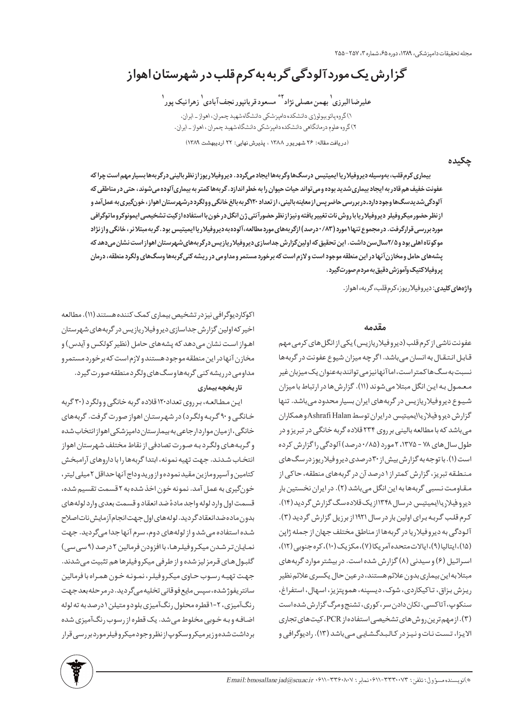# گزارش یک مورد آلودگی گربه به کرم قلب در شهرستان اهواز

علیرضا البرزی[1] بهمن مصلی نژاد[2]* مسعود قربانپور نجف آبادی[1] زهرا نیک پور[1]

۱) گروه پاتوبیولوژی دانشکده دامپزشکی دانشگاه شهید چمران، اهواز ـ ایران.
۲) گروه علوم درمانگاهی دانشکده دامپزشکی دانشگاه شهید چمران، اهواز ـ ایران.

(دریافت مقاله: ۲۶ شهریور ۱۳۸۸ ، پذیرش نهایی: ۲۲ اردیبهشت ۱۳۸۹)

## چکیده

**بیماری کرم قلب، به‌وسیله دیروفیلاریا ایمیتیس درسگ‌ها وگربه‌ها ایجاد می‌گردد. دیروفیلاریوز از نظر بالینی درگربه‌ها بسیار مهم است چرا که عفونت خفیف هم قادر به ایجاد بیماری شدید بوده و می‌تواند حیات حیوان را به خطر اندازد. گربه‌ها کمتر به بیماری آلوده می‌شوند، حتی در مناطقی که آلودگی شدید در سگ‌ها وجود دارد. در بررسی حاضر پس از معاینه بالینی، از تعداد ۱۲۰ گربه بالغ خانگی و ولگرد در شهرستان اهواز، خونگیری به عمل آمد و از نظر حضور میکروفیلر دیروفیلاریا با روش نات تغییر یافته و نیز از نظر حضور آنتی ژن انگل در خون با استفاده از کیت تشخیصی ایمونوکروماتوگرافی مورد بررسی قرار گرفت. در مجموع تنها ۱ مورد (۰/۸۳ درصد) از گربه‌های مورد مطالعه، آلوده به دیروفیلاریا ایمیتیس بود. گربه مبتلا نر، خانگی و از نژاد موکوتاه اهلی بود و ۲/۵ سال سن داشت. این تحقیق که اولین گزارش جداسازی دیروفیلاریزیس در گربه‌های شهرستان اهواز است نشان می‌دهد که پشه‌های حامل و مخازن آنها در این منطقه موجود است و لازم است که برخورد مستمر و مداومی در ریشه کنی گربه‌ها وسگ‌های ولگرد منطقه، درمان پروفیلاکتیک وآموزش دقیق به مردم صورت گیرد.**

**واژه‌های کلیدی:** دیروفیلاریوز، کرم قلب، گربه، اهواز.

## مقدمه

عفونت ناشی از کرم قلب (دیروفیلاریازیس) یکی از انگل‌های کرمی مهم قابل انتقال به انسان می‌باشد. اگر چه میزان شیوع عفونت در گربه‌ها نسبت به سگ‌ها کمتر است، اما آنها نیز می‌توانند به‌عنوان یک میزبان غیر معمول به این انگل مبتلا می‌شوند (۱۱). گزارش‌ها در ارتباط با میزان شیوع دیروفیلاریازیس در گربه‌های ایران بسیار محدود می‌باشد. تنها گزارش دیروفیلاریا ایمیتیس در ایران توسط Ashrafi Halan و همکاران می‌باشد که با مطالعه بالینی بر روی ۲۳۴ قلاده گربه خانگی در تبریز و در طول سال‌های ۷۸ - ۱۳۷۵، ۲ مورد (۰/۸۵ درصد) آلودگی را گزارش کرده است (۱). با توجه به گزارش بیش از ۳۰ درصدی دیروفیلاریوز در سگ‌های منطقه تبریز، گزارش کمتر از ۱ درصد آن در گربه‌های منطقه، حاکی از مقاومت نسبی گربه‌ها به این انگل می‌باشد (۲). در ایران نخستین بار دیروفیلاریا ایمیتیس در سال ۱۳۴۸ از یک قلاده سگ گزارش گردید (۱۴). کرم قلب گربه برای اولین بار در سال ۱۹۲۱ از برزیل گزارش گردید (۳). آلودگی به دیروفیلاریا در گربه‌ها از مناطق مختلف جهان از جمله ژاپن (۱۵)، ایتالیا (۹)، ایالات متحده آمریکا (۷)، مکزیک (۱۰)، کره جنوبی (۱۲)، اسرائیل (۶) و سیدنی (۸) گزارش شده است. در بیشتر موارد گربه‌های مبتلا به این بیماری بدون علائم هستند، در عین حال یکسری علائم نظیر ریزش بزاق، تاکیکاردی، شوک، دیسپنه، هموپتزیز، اسهال، استفراغ، سنکوپ، آتاکسی، تکان دادن سر، کوری، تشنج و مرگ گزارش شده است (۳). از مهم‌ترین روش‌های تشخیصی استفاده از PCR، کیت‌های تجاری الایزا، تست نات و نیز در کالبدگشایی می‌باشد (۱۳). رادیوگرافی و اکوکاردیوگرافی نیز در تشخیص بیماری کمک کننده هستند (۱۱). مطالعه اخیر که اولین گزارش جداسازی دیروفیلاریازیس در گربه‌های شهرستان اهواز است نشان می‌دهد که پشه‌های حامل (نظیر کولکس و آیدس) و مخازن آنها در این منطقه موجود هستند و لازم است که برخورد مستمر و مداومی در ریشه کنی گربه‌ها و سگ‌های ولگرد منطقه صورت گیرد.

### تاریخچه بیماری

این مطالعه، بر روی تعداد ۱۲۰ قلاده گربه خانگی و ولگرد (۳۰ گربه خانگی و ۹۰ گربه ولگرد) در شهرستان اهواز صورت گرفت. گربه‌های خانگی، از میان موارد ارجاعی به بیمارستان دامپزشکی اهواز انتخاب شده و گربه‌های ولگرد به صورت تصادفی از نقاط مختلف شهرستان اهواز انتخاب شدند. جهت تهیه نمونه، ابتدا گربه‌ها را با داروهای آرامبخش کتامین و آسپرومازین مقید نموده و از ورید وداج آنها حداقل ۲ میلی لیتر، خونگیری به عمل آمد. نمونه خون اخذ شده به ۲ قسمت تقسیم شده، قسمت اول وارد لوله واجد مادهٔ ضد انعقاد و قسمت بعدی وارد لوله‌های بدون ماده ضد انعقاد گردید. لوله‌های اول جهت انجام آزمایش نات اصلاح شده استفاده می‌شد و از لوله‌های دوم، سرم آنها جدا می‌گردید. جهت نمایان‌تر شدن میکروفیلرها، با افزودن فرمالین ۲ درصد (۹ سی‌سی) گلبول‌های قرمز لیز شده و از طرفی میکروفیلرها هم تثبیت می‌شدند. جهت تهیه رسوب حاوی میکروفیلر، نمونه خون همراه با فرمالین سانتریفوژ شده، سپس مایع فوقانی تخلیه می‌گردید. در مرحله بعد جهت رنگ‌آمیزی، ۲-۱ قطره محلول رنگ‌آمیزی بلو د و متیلن ۱ درصد به ته لوله اضافه و به خوبی مخلوط می‌شد. یک قطره از رسوب رنگ‌آمیزی شده برداشت شده و زیر میکروسکوپ از نظر وجود میکروفیلر مورد بررسی قرار

*) نویسنده مسؤول: تلفن: ۳۳۳۰۰۷۳-۰۶۱۱ نمابر: ۳۳۶۰۸۰۷-۰۶۱۱ Email: bmosallanejad@scu.ac.ir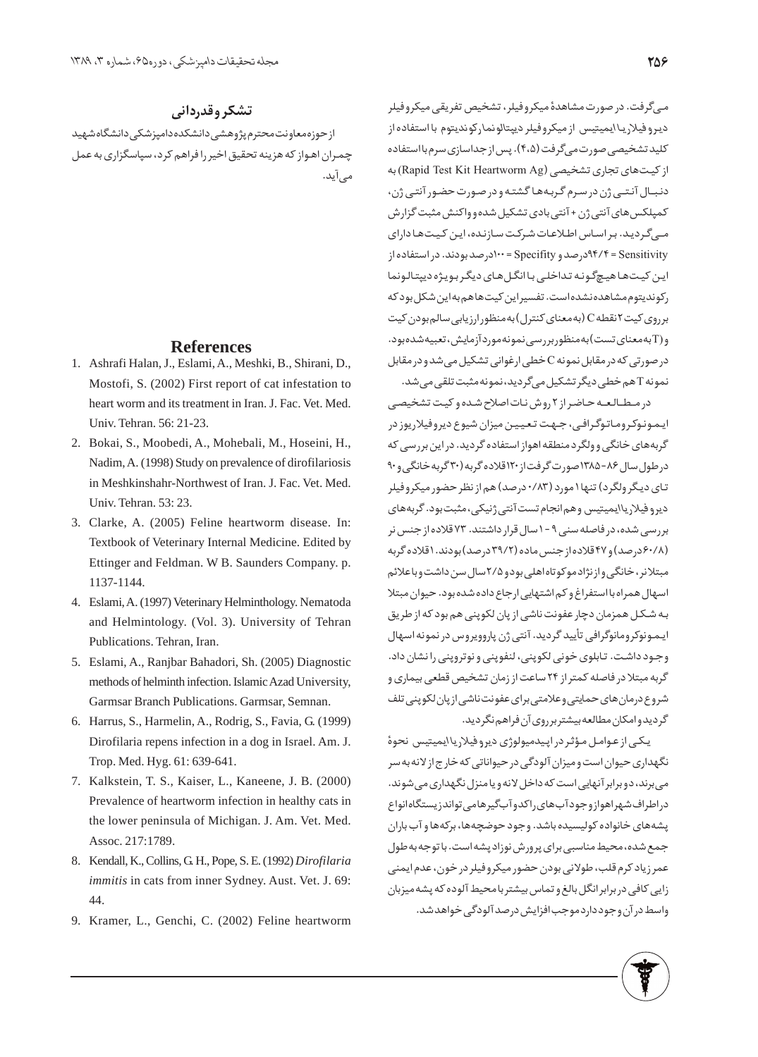می‌گرفت. در صورت مشاهدهٔ میکروفیلر، تشخیص تفریقی میکروفیلر دیروفیلاریا ایمیتیس از میکروفیلر دیپتالونما رکوندیتوم با استفاده از کلید تشخیصی صورت می‌گرفت (۴،۵). پس از جداسازی سرم با استفاده از کیت‌های تجاری تشخیصی (Rapid Test Kit Heartworm Ag) به دنبال آنتی ژن در سرم گربه‌ها گشته و در صورت حضور آنتی ژن، کمپلکس‌های آنتی ژن + آنتی بادی تشکیل شده و واکنش مثبت گزارش می‌گردید. بر اساس اطلاعات شرکت سازنده، این کیت‌ها دارای Sensitivity = ۹۴/۴درصد و Specifity = ۱۰۰درصد بودند. در استفاده از این کیت‌ها هیچ‌گونه تداخلی با انگل‌های دیگر بویژه دیپتالونما رکوندیتوم مشاهده نشده است. تفسیر این کیت‌ها هم به این شکل بود که بر روی کیت ۲ نقطه C (به معنای کنترل) به منظور ارزیابی سالم بودن کیت و (T به معنای تست) به منظور بررسی نمونه مورد آزمایش، تعبیه شده بود. در صورتی که در مقابل نمونه C خطی ارغوانی تشکیل می‌شد و در مقابل نمونه T هم خطی دیگر تشکیل می‌گردید، نمونه مثبت تلقی می‌شد.

در مطالعه حاضر از ۲ روش نات اصلاح شده و کیت تشخیصی ایمونوکروماتوگرافی، جهت تعیین میزان شیوع دیروفیلاریوز در گربه‌های خانگی و ولگرد منطقه اهواز استفاده گردید. در این بررسی که در طول سال ۸۶-۱۳۸۵ صورت گرفت از ۱۲۰ قلاده گربه (۳۰ گربه خانگی و ۹۰ تای دیگر ولگرد) تنها ۱ مورد (۰/۸۳ درصد) هم از نظر حضور میکروفیلر دیروفیلاریا ایمیتیس و هم انجام تست آنتی ژنیکی، مثبت بود. گربه‌های بررسی شده، در فاصله سنی ۹-۱ سال قرار داشتند. ۷۳ قلاده از جنس نر (۶۰/۸ درصد) و ۴۷ قلاده از جنس ماده (۳۹/۲ درصد) بودند. ۱ قلاده گربه مبتلا نر، خانگی و از نژاد موکوتاه اهلی بود و ۲/۵ سال سن داشت و با علائم اسهال همراه با استفراغ و کم اشتهایی ارجاع داده شده بود. حیوان مبتلا به شکل همزمان دچار عفونت ناشی از پان لکوپنی هم بود که از طریق ایمونوکرومانوگرافی تأیید گردید. آنتی ژن پارووویروس در نمونه اسهال وجود داشت. تابلوی خونی لکوپنی، لنفوپنی و نوتروپنی را نشان داد. گربه مبتلا در فاصله کمتر از ۲۴ ساعت از زمان تشخیص قطعی بیماری و شروع درمان‌های حمایتی و علامتی برای عفونت ناشی از پان لکوپنی تلف گردید و امکان مطالعه بیشتر بر روی آن فراهم نگردید.

یکی از عوامل مؤثر در اپیدمیولوژی دیروفیلاریا ایمیتیس نحوهٔ نگهداری حیوان است و میزان آلودگی در حیواناتی که خارج از لانه به سر می‌برند، دو برابر آنهایی است که داخل لانه و یا منزل نگهداری می‌شوند. در اطراف شهر اهواز وجود آب‌های راکد و آبگیرها می‌تواند زیستگاه انواع پشه‌های خانواده کولیسیده باشد. وجود حوضچه‌ها، برکه‌ها و آب باران جمع شده، محیط مناسبی برای پرورش نوزاد پشه است. با توجه به طول عمر زیاد کرم قلب، طولانی بودن حضور میکروفیلر در خون، عدم ایمنی زایی کافی در برابر انگل بالغ و تماس بیشتر با محیط آلوده که پشه میزبان واسط در آن وجود دارد موجب افزایش درصد آلودگی خواهد شد.

## تشکر و قدردانی

از حوزه معاونت محترم پژوهشی دانشکده دامپزشکی دانشگاه شهید چمران اهواز که هزینه تحقیق اخیر را فراهم کرد، سپاسگزاری به عمل می‌آید.

## References

1. Ashrafi Halan, J., Eslami, A., Meshki, B., Shirani, D., Mostofi, S. (2002) First report of cat infestation to heart worm and its treatment in Iran. J. Fac. Vet. Med. Univ. Tehran. 56: 21-23.
2. Bokai, S., Moobedi, A., Mohebali, M., Hoseini, H., Nadim, A. (1998) Study on prevalence of dirofilariosis in Meshkinshahr-Northwest of Iran. J. Fac. Vet. Med. Univ. Tehran. 53: 23.
3. Clarke, A. (2005) Feline heartworm disease. In: Textbook of Veterinary Internal Medicine. Edited by Ettinger and Feldman. W B. Saunders Company. p. 1137-1144.
4. Eslami, A. (1997) Veterinary Helminthology. Nematoda and Helmintology. (Vol. 3). University of Tehran Publications. Tehran, Iran.
5. Eslami, A., Ranjbar Bahadori, Sh. (2005) Diagnostic methods of helminth infection. Islamic Azad University, Garmsar Branch Publications. Garmsar, Semnan.
6. Harrus, S., Harmelin, A., Rodrig, S., Favia, G. (1999) Dirofilaria repens infection in a dog in Israel. Am. J. Trop. Med. Hyg. 61: 639-641.
7. Kalkstein, T. S., Kaiser, L., Kaneene, J. B. (2000) Prevalence of heartworm infection in healthy cats in the lower peninsula of Michigan. J. Am. Vet. Med. Assoc. 217:1789.
8. Kendall, K., Collins, G. H., Pope, S. E. (1992) *Dirofilaria immitis* in cats from inner Sydney. Aust. Vet. J. 69: 44.
9. Kramer, L., Genchi, C. (2002) Feline heartworm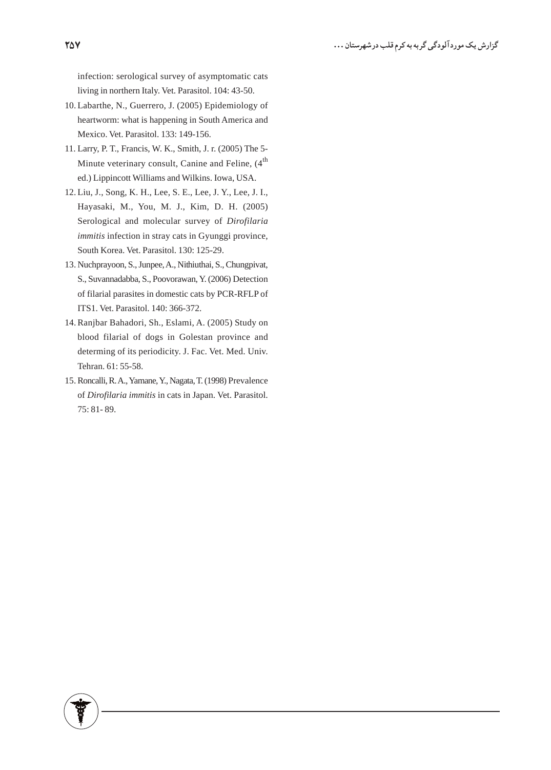infection: serological survey of asymptomatic cats living in northern Italy. Vet. Parasitol. 104: 43-50.

10. Labarthe, N., Guerrero, J. (2005) Epidemiology of heartworm: what is happening in South America and Mexico. Vet. Parasitol. 133: 149-156.
11. Larry, P. T., Francis, W. K., Smith, J. r. (2005) The 5-Minute veterinary consult, Canine and Feline, (4th ed.) Lippincott Williams and Wilkins. Iowa, USA.
12. Liu, J., Song, K. H., Lee, S. E., Lee, J. Y., Lee, J. I., Hayasaki, M., You, M. J., Kim, D. H. (2005) Serological and molecular survey of *Dirofilaria immitis* infection in stray cats in Gyunggi province, South Korea. Vet. Parasitol. 130: 125-29.
13. Nuchprayoon, S., Junpee, A., Nithiuthai, S., Chungpivat, S., Suvannadabba, S., Poovorawan, Y. (2006) Detection of filarial parasites in domestic cats by PCR-RFLP of ITS1. Vet. Parasitol. 140: 366-372.
14. Ranjbar Bahadori, Sh., Eslami, A. (2005) Study on blood filarial of dogs in Golestan province and determing of its periodicity. J. Fac. Vet. Med. Univ. Tehran. 61: 55-58.
15. Roncalli, R. A., Yamane, Y., Nagata, T. (1998) Prevalence of *Dirofilaria immitis* in cats in Japan. Vet. Parasitol. 75: 81- 89.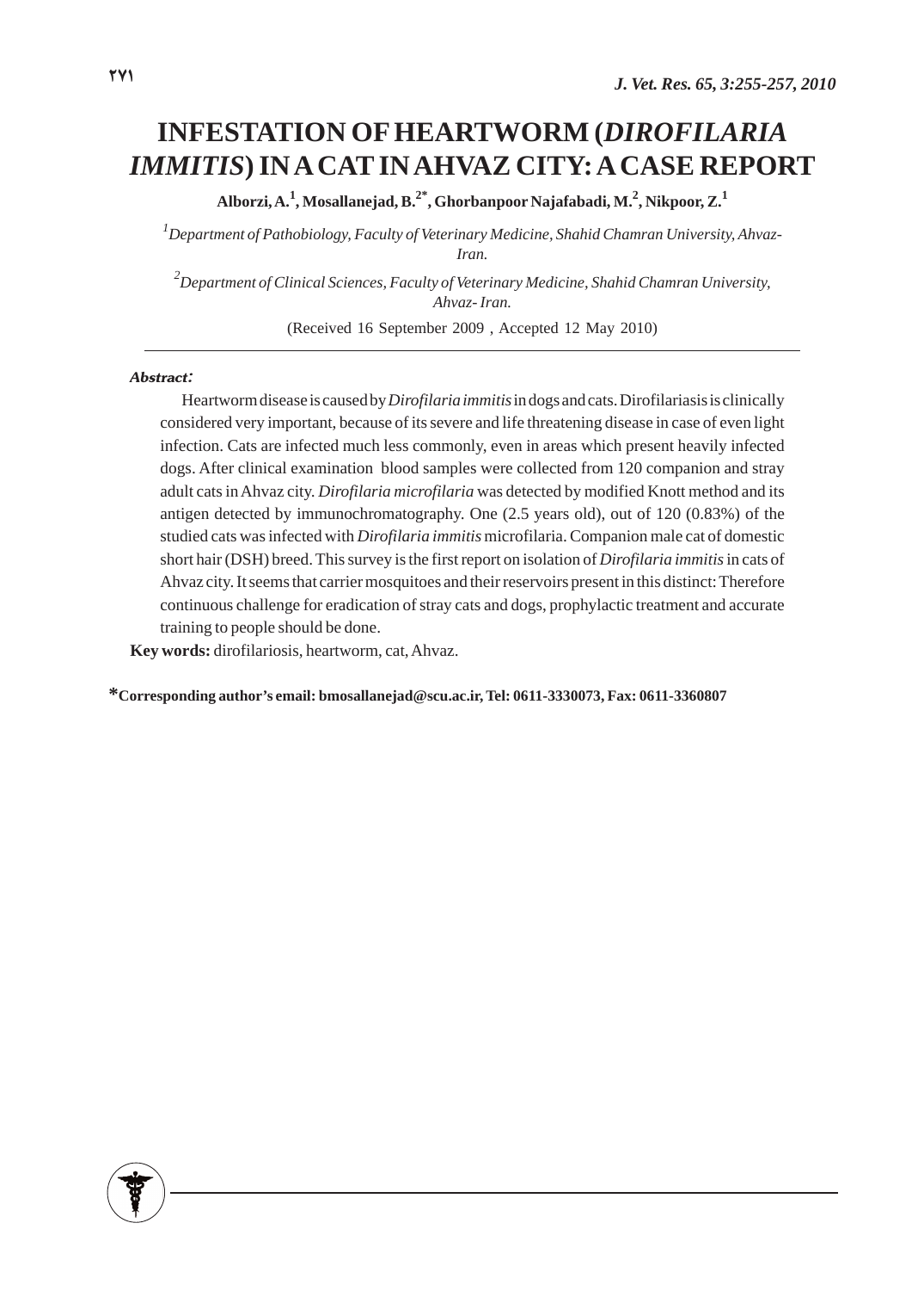# INFESTATION OF HEARTWORM (*DIROFILARIA IMMITIS*) IN A CAT IN AHVAZ CITY: A CASE REPORT

**Alborzi, A.[1], Mosallanejad, B.[2*], Ghorbanpoor Najafabadi, M.[2], Nikpoor, Z.[1]**

*[1]Department of Pathobiology, Faculty of Veterinary Medicine, Shahid Chamran University, Ahvaz-Iran.*

*[2]Department of Clinical Sciences, Faculty of Veterinary Medicine, Shahid Chamran University, Ahvaz- Iran.*

(Received 16 September 2009 , Accepted 12 May 2010)

***Abstract:***

Heartworm disease is caused by *Dirofilaria immitis* in dogs and cats. Dirofilariasis is clinically considered very important, because of its severe and life threatening disease in case of even light infection. Cats are infected much less commonly, even in areas which present heavily infected dogs. After clinical examination blood samples were collected from 120 companion and stray adult cats in Ahvaz city. *Dirofilaria microfilaria* was detected by modified Knott method and its antigen detected by immunochromatography. One (2.5 years old), out of 120 (0.83%) of the studied cats was infected with *Dirofilaria immitis* microfilaria. Companion male cat of domestic short hair (DSH) breed. This survey is the first report on isolation of *Dirofilaria immitis* in cats of Ahvaz city. It seems that carrier mosquitoes and their reservoirs present in this distinct: Therefore continuous challenge for eradication of stray cats and dogs, prophylactic treatment and accurate training to people should be done.

**Key words:** dirofilariosis, heartworm, cat, Ahvaz.

**\*Corresponding author's email: bmosallanejad@scu.ac.ir, Tel: 0611-3330073, Fax: 0611-3360807**